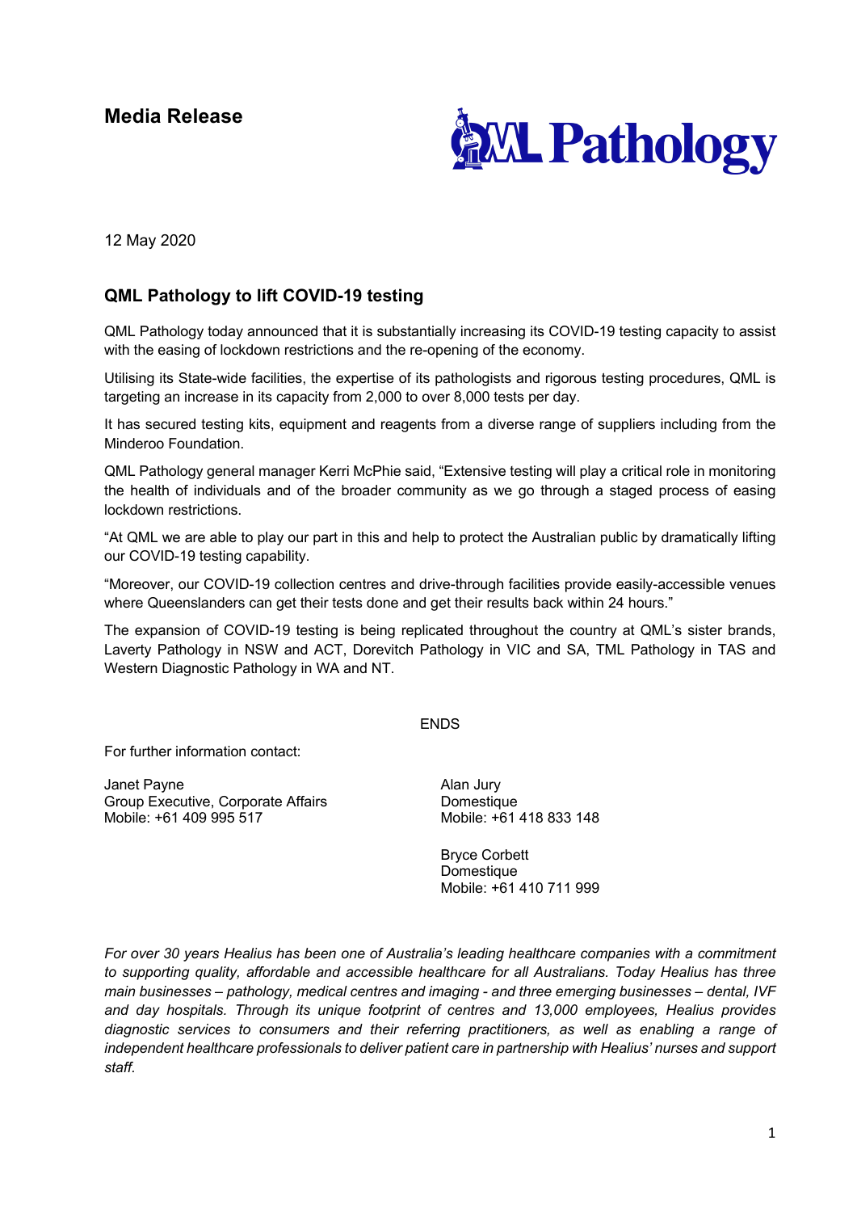**Media Release**

12 May 2020

## QML Pathology to lift COVID-19 testing

QML Pathology today announced that it is substantially increasing its COVID-19 testing capacity to assist with the easing of lockdown restrictions and the re-opening of the economy.

Utilising its State-wide facilities, the expertise of its pathologists and rigorous testing procedures, QML is targeting an increase in its capacity from 2,000 to over 8,000 tests per day.

It has secured testing kits, equipment and reagents from a diverse range of suppliers including from the Minderoo Foundation.

QML Pathology general manager Kerri McPhie said, "Extensive testing will play a critical role in monitoring the health of individuals and of the broader community as we go through a staged process of easing lockdown restrictions.

"At QML we are able to play our part in this and help to protect the Australian public by dramatically lifting our COVID-19 testing capability.

"Moreover, our COVID-19 collection centres and drive-through facilities provide easily-accessible venues where Queenslanders can get their tests done and get their results back within 24 hours."

The expansion of COVID-19 testing is being replicated throughout the country at QML's sister brands, Laverty Pathology in NSW and ACT, Dorevitch Pathology in VIC and SA, TML Pathology in TAS and Western Diagnostic Pathology in WA and NT.

ENDS

For further information contact:

Janet Payne
Group Executive, Corporate Affairs
Mobile: +61 409 995 517

Alan Jury
Domestique
Mobile: +61 418 833 148

Bryce Corbett
Domestique
Mobile: +61 410 711 999

*For over 30 years Healius has been one of Australia's leading healthcare companies with a commitment to supporting quality, affordable and accessible healthcare for all Australians. Today Healius has three main businesses – pathology, medical centres and imaging - and three emerging businesses – dental, IVF and day hospitals. Through its unique footprint of centres and 13,000 employees, Healius provides diagnostic services to consumers and their referring practitioners, as well as enabling a range of independent healthcare professionals to deliver patient care in partnership with Healius' nurses and support staff.*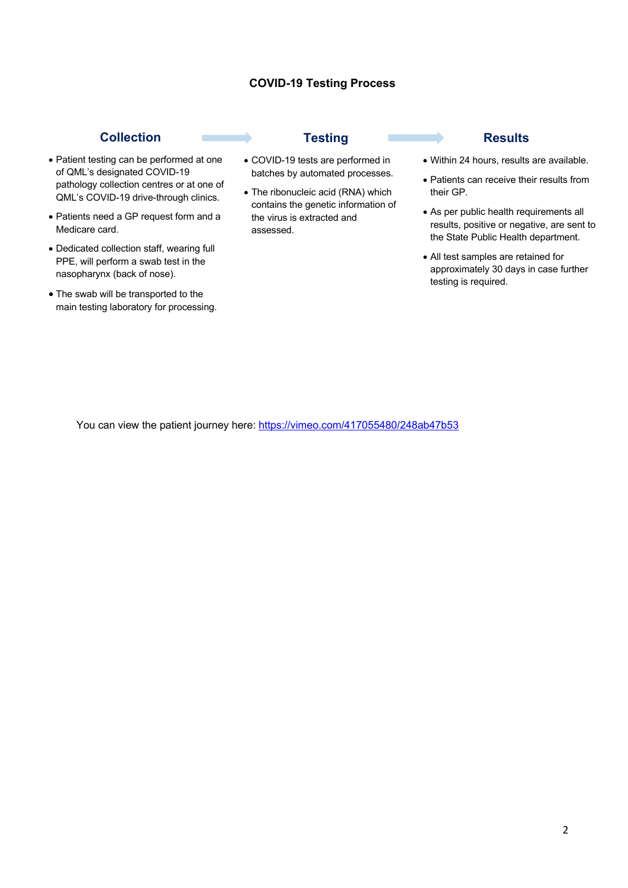# COVID-19 Testing Process

## Collection

- Patient testing can be performed at one of QML's designated COVID-19 pathology collection centres or at one of QML's COVID-19 drive-through clinics.
- Patients need a GP request form and a Medicare card.
- Dedicated collection staff, wearing full PPE, will perform a swab test in the nasopharynx (back of nose).
- The swab will be transported to the main testing laboratory for processing.

## Testing

- COVID-19 tests are performed in batches by automated processes.
- The ribonucleic acid (RNA) which contains the genetic information of the virus is extracted and assessed.

## Results

- Within 24 hours, results are available.
- Patients can receive their results from their GP.
- As per public health requirements all results, positive or negative, are sent to the State Public Health department.
- All test samples are retained for approximately 30 days in case further testing is required.

You can view the patient journey here: [https://vimeo.com/417055480/248ab47b53](https://vimeo.com/417055480/248ab47b53)